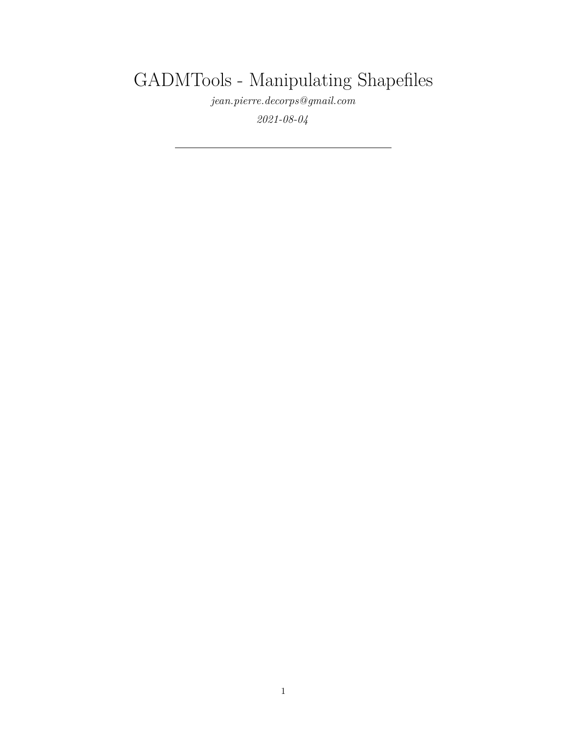# GADMTools - Manipulating Shapefiles

*jean.pierre.decorps@gmail.com*

*2021-08-04*

---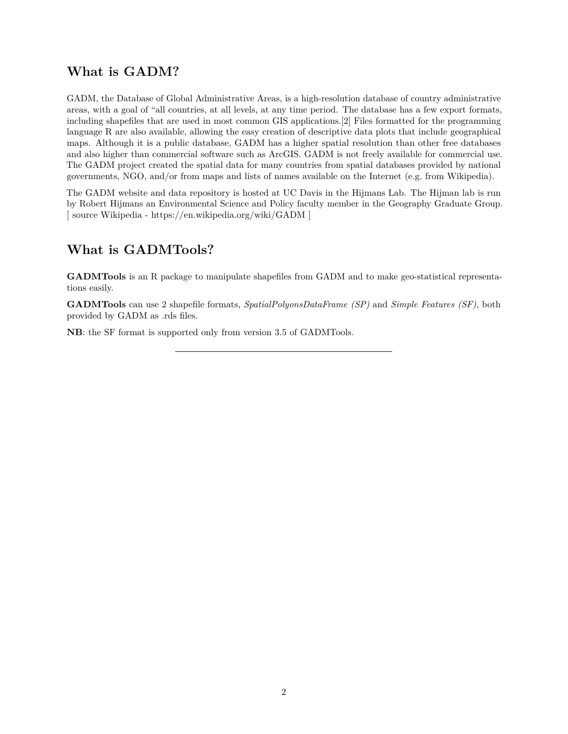## What is GADM?

GADM, the Database of Global Administrative Areas, is a high-resolution database of country administrative areas, with a goal of "all countries, at all levels, at any time period. The database has a few export formats, including shapefiles that are used in most common GIS applications.[2] Files formatted for the programming language R are also available, allowing the easy creation of descriptive data plots that include geographical maps. Although it is a public database, GADM has a higher spatial resolution than other free databases and also higher than commercial software such as ArcGIS. GADM is not freely available for commercial use. The GADM project created the spatial data for many countries from spatial databases provided by national governments, NGO, and/or from maps and lists of names available on the Internet (e.g. from Wikipedia).

The GADM website and data repository is hosted at UC Davis in the Hijmans Lab. The Hijman lab is run by Robert Hijmans an Environmental Science and Policy faculty member in the Geography Graduate Group. [ source Wikipedia - https://en.wikipedia.org/wiki/GADM ]

## What is GADMTools?

**GADMTools** is an R package to manipulate shapefiles from GADM and to make geo-statistical representations easily.

**GADMTools** can use 2 shapefile formats, *SpatialPolyonsDataFrame (SP)* and *Simple Features (SF)*, both provided by GADM as .rds files.

**NB**: the SF format is supported only from version 3.5 of GADMTools.

---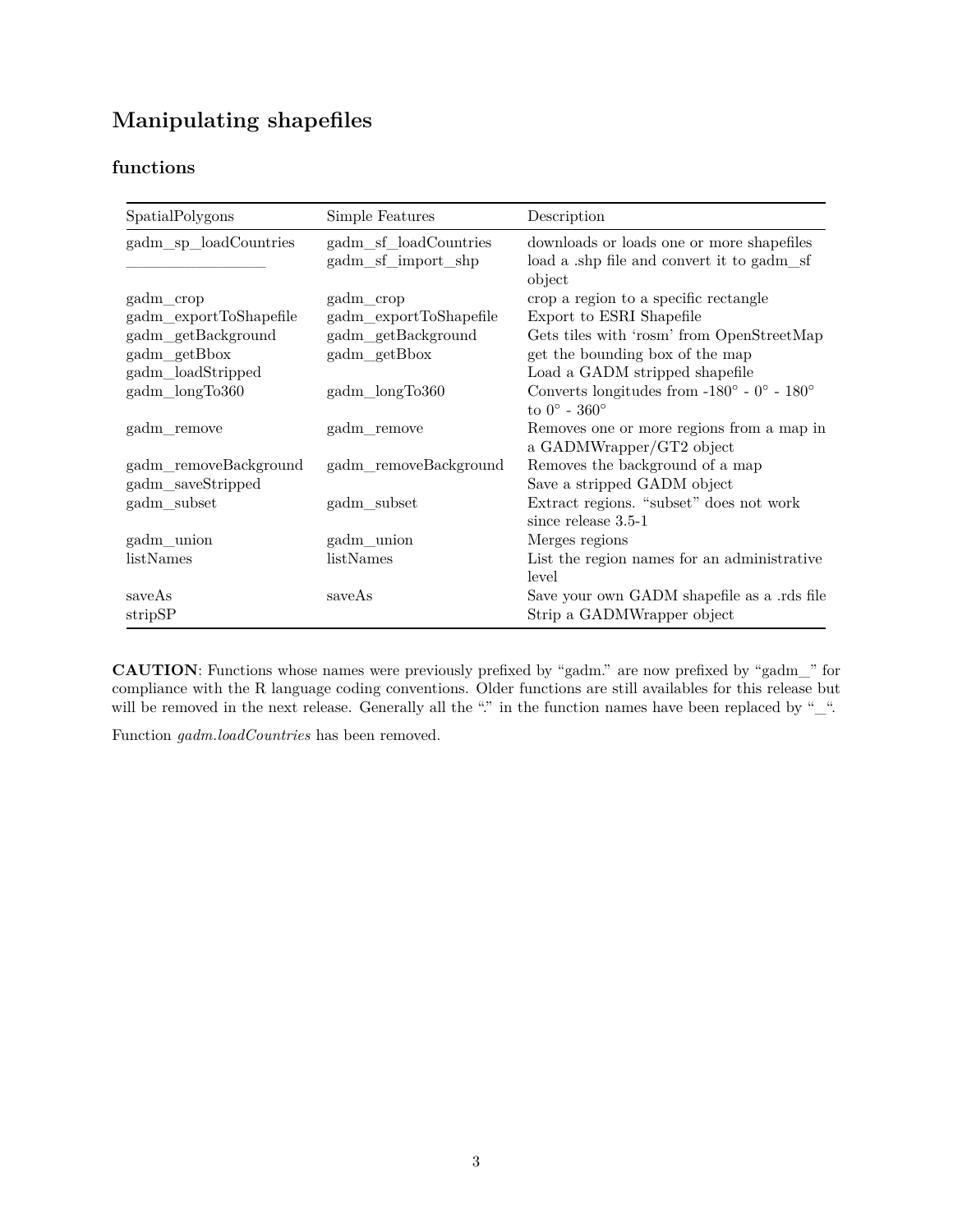## Manipulating shapefiles

### functions

| SpatialPolygons | Simple Features | Description |
|---|---|---|
| gadm_sp_loadCountries | gadm_sf_loadCountries | downloads or loads one or more shapefiles |
| ________________ | gadm_sf_import_shp | load a .shp file and convert it to gadm_sf object |
| gadm_crop | gadm_crop | crop a region to a specific rectangle |
| gadm_exportToShapefile | gadm_exportToShapefile | Export to ESRI Shapefile |
| gadm_getBackground | gadm_getBackground | Gets tiles with 'rosm' from OpenStreetMap |
| gadm_getBbox | gadm_getBbox | get the bounding box of the map |
| gadm_loadStripped | | Load a GADM stripped shapefile |
| gadm_longTo360 | gadm_longTo360 | Converts longitudes from -180° - 0° - 180° to 0° - 360° |
| gadm_remove | gadm_remove | Removes one or more regions from a map in a GADMWrapper/GT2 object |
| gadm_removeBackground | gadm_removeBackground | Removes the background of a map |
| gadm_saveStripped | | Save a stripped GADM object |
| gadm_subset | gadm_subset | Extract regions. "subset" does not work since release 3.5-1 |
| gadm_union | gadm_union | Merges regions |
| listNames | listNames | List the region names for an administrative level |
| saveAs | saveAs | Save your own GADM shapefile as a .rds file |
| stripSP | | Strip a GADMWrapper object |

**CAUTION**: Functions whose names were previously prefixed by "gadm." are now prefixed by "gadm_" for compliance with the R language coding conventions. Older functions are still availables for this release but will be removed in the next release. Generally all the "." in the function names have been replaced by "_".

Function *gadm.loadCountries* has been removed.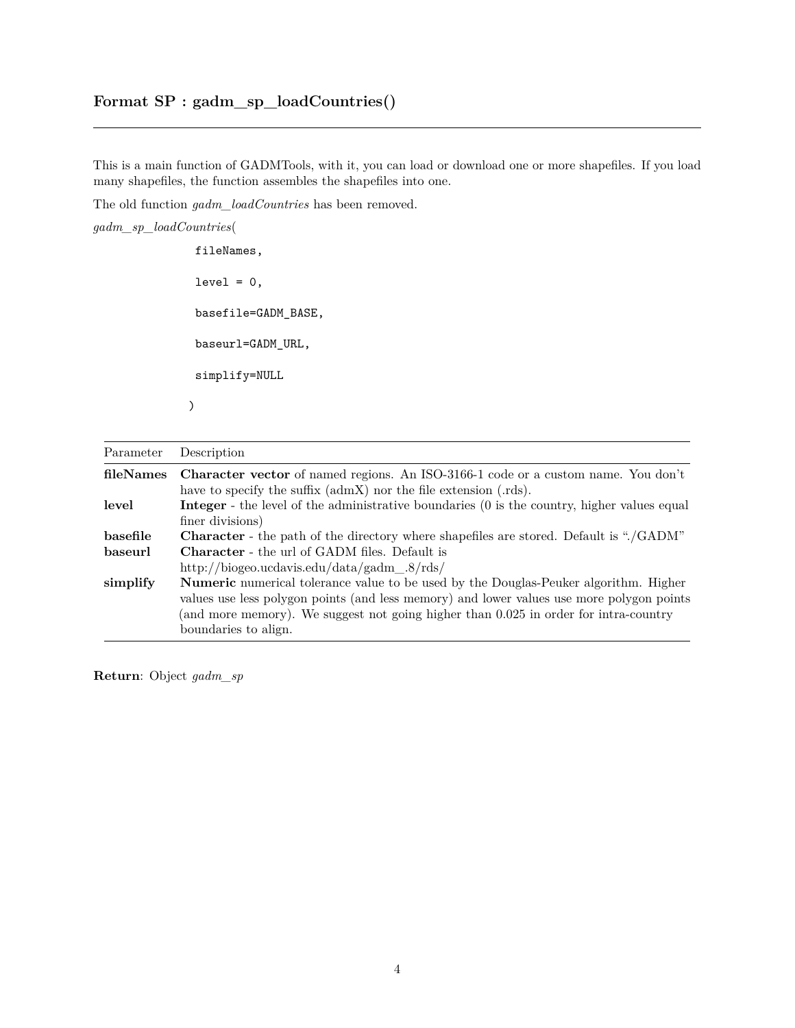### Format SP : gadm_sp_loadCountries()

---

This is a main function of GADMTools, with it, you can load or download one or more shapefiles. If you load many shapefiles, the function assembles the shapefiles into one.

The old function *gadm_loadCountries* has been removed.

*gadm_sp_loadCountries*(

```
fileNames,

level = 0,

basefile=GADM_BASE,

baseurl=GADM_URL,

simplify=NULL

)
```

| Parameter | Description |
|---|---|
| **fileNames** | **Character vector** of named regions. An ISO-3166-1 code or a custom name. You don't have to specify the suffix (admX) nor the file extension (.rds). |
| **level** | **Integer** - the level of the administrative boundaries (0 is the country, higher values equal finer divisions) |
| **basefile** | **Character** - the path of the directory where shapefiles are stored. Default is "./GADM" |
| **baseurl** | **Character** - the url of GADM files. Default is http://biogeo.ucdavis.edu/data/gadm_.8/rds/ |
| **simplify** | **Numeric** numerical tolerance value to be used by the Douglas-Peuker algorithm. Higher values use less polygon points (and less memory) and lower values use more polygon points (and more memory). We suggest not going higher than 0.025 in order for intra-country boundaries to align. |

**Return**: Object *gadm_sp*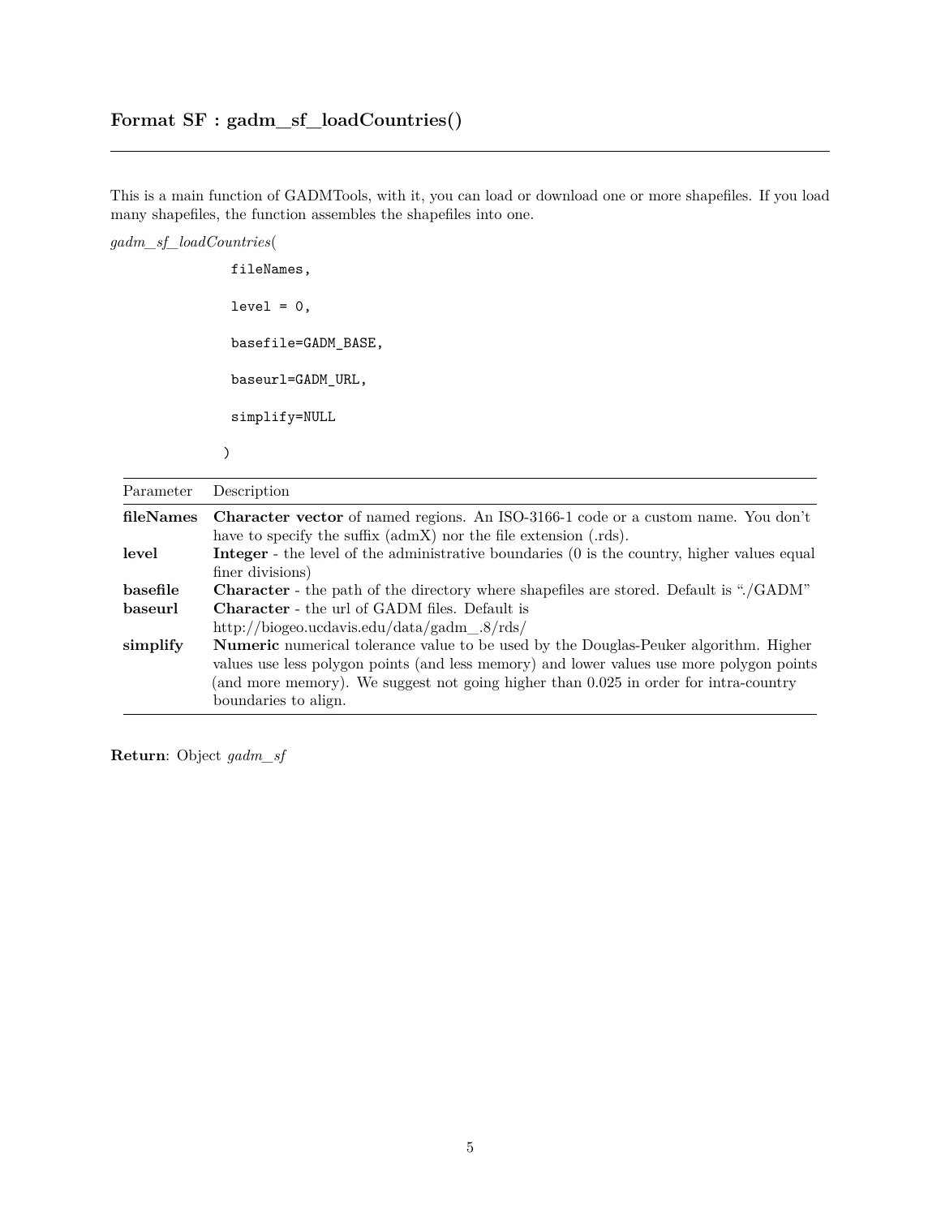### Format SF : gadm_sf_loadCountries()

---

This is a main function of GADMTools, with it, you can load or download one or more shapefiles. If you load many shapefiles, the function assembles the shapefiles into one.

*gadm_sf_loadCountries*(

```
fileNames,

level = 0,

basefile=GADM_BASE,

baseurl=GADM_URL,

simplify=NULL
```

)

| Parameter | Description |
|---|---|
| **fileNames** | **Character vector** of named regions. An ISO-3166-1 code or a custom name. You don't have to specify the suffix (admX) nor the file extension (.rds). |
| **level** | **Integer** - the level of the administrative boundaries (0 is the country, higher values equal finer divisions) |
| **basefile** | **Character** - the path of the directory where shapefiles are stored. Default is "./GADM" |
| **baseurl** | **Character** - the url of GADM files. Default is http://biogeo.ucdavis.edu/data/gadm_.8/rds/ |
| **simplify** | **Numeric** numerical tolerance value to be used by the Douglas-Peuker algorithm. Higher values use less polygon points (and less memory) and lower values use more polygon points (and more memory). We suggest not going higher than 0.025 in order for intra-country boundaries to align. |

**Return**: Object *gadm_sf*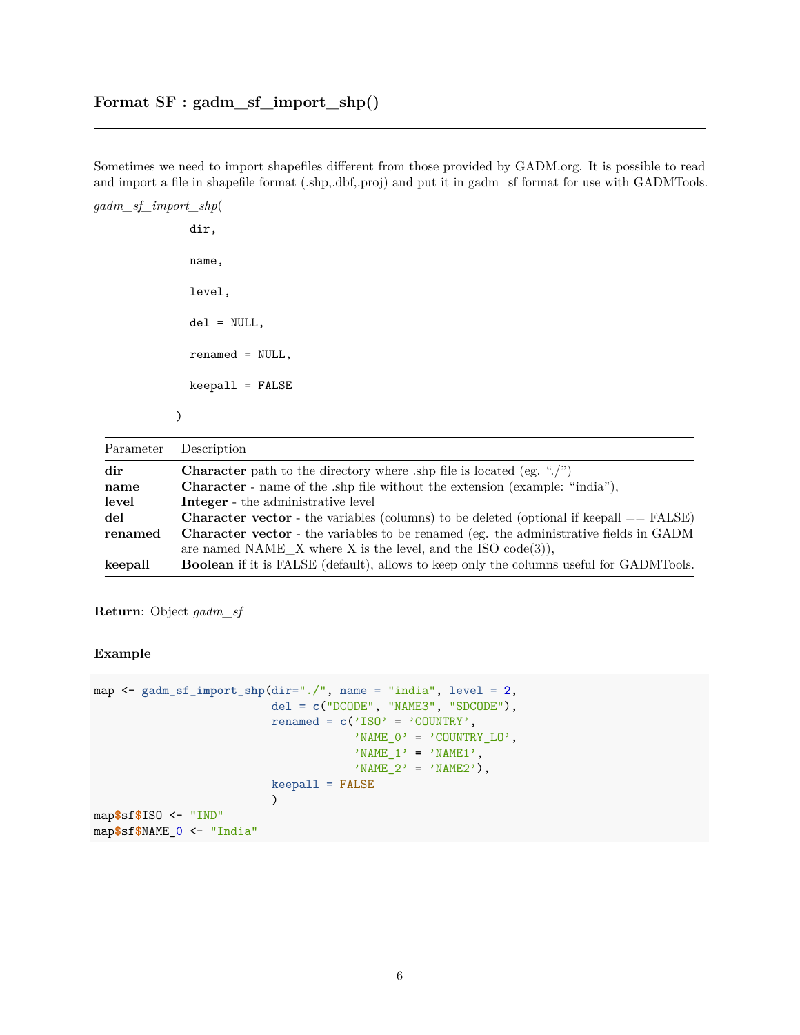### Format SF : gadm_sf_import_shp()

---

Sometimes we need to import shapefiles different from those provided by GADM.org. It is possible to read and import a file in shapefile format (.shp,.dbf,.proj) and put it in gadm_sf format for use with GADMTools.

*gadm_sf_import_shp*(

```
dir,
name,
level,
del = NULL,
renamed = NULL,
keepall = FALSE
)
```

| Parameter | Description |
|---|---|
| **dir** | **Character** path to the directory where .shp file is located (eg. "./") |
| **name** | **Character** - name of the .shp file without the extension (example: "india"), |
| **level** | **Integer** - the administrative level |
| **del** | **Character vector** - the variables (columns) to be deleted (optional if keepall == FALSE) |
| **renamed** | **Character vector** - the variables to be renamed (eg. the administrative fields in GADM are named NAME_X where X is the level, and the ISO code(3)), |
| **keepall** | **Boolean** if it is FALSE (default), allows to keep only the columns useful for GADMTools. |

**Return**: Object *gadm_sf*

**Example**

```
map <- gadm_sf_import_shp(dir="./", name = "india", level = 2,
                          del = c("DCODE", "NAME3", "SDCODE"),
                          renamed = c('ISO' = 'COUNTRY',
                                      'NAME_0' = 'COUNTRY_LO',
                                      'NAME_1' = 'NAME1',
                                      'NAME_2' = 'NAME2'),
                          keepall = FALSE
                          )
map$sf$ISO <- "IND"
map$sf$NAME_0 <- "India"
```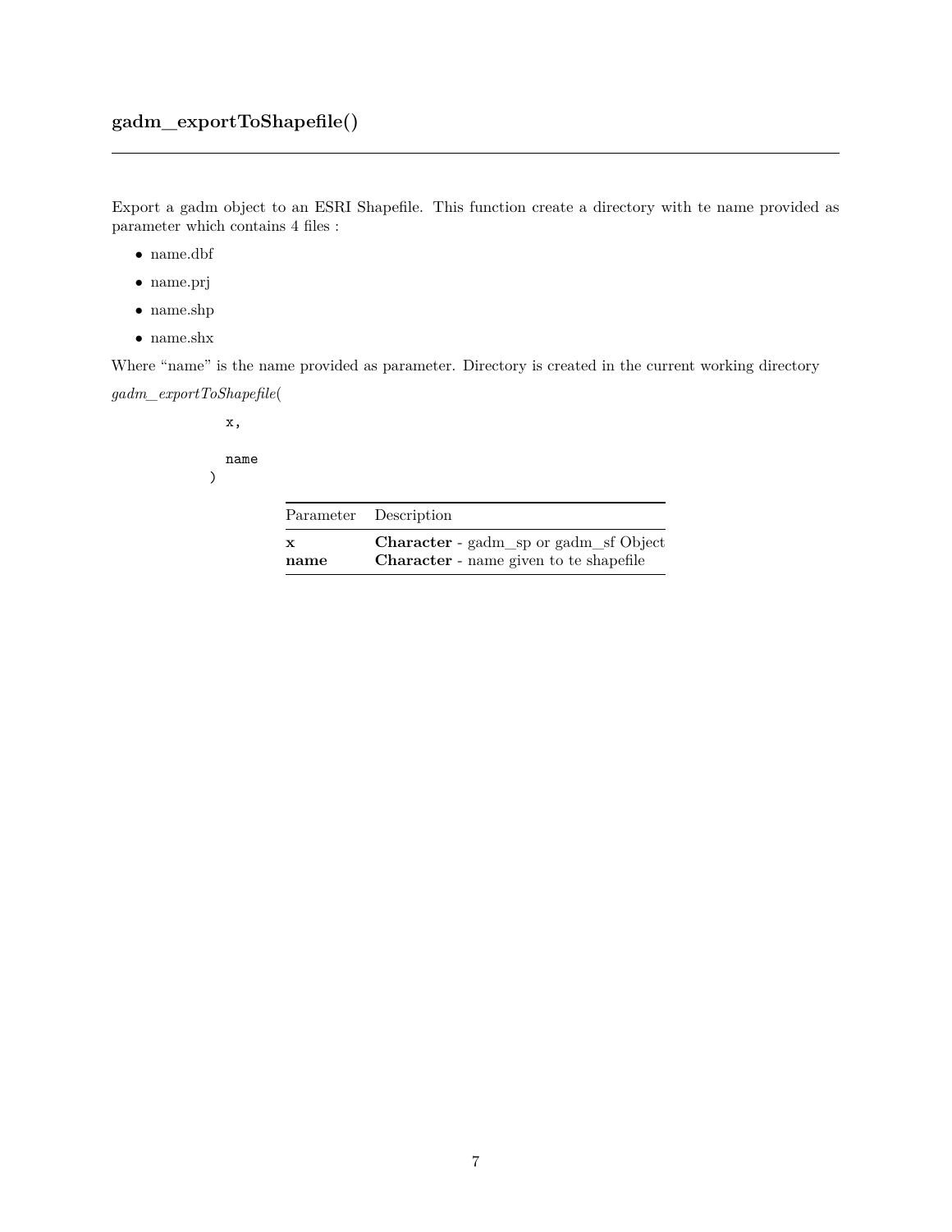## gadm_exportToShapefile()

---

Export a gadm object to an ESRI Shapefile. This function create a directory with te name provided as parameter which contains 4 files :

- name.dbf
- name.prj
- name.shp
- name.shx

Where "name" is the name provided as parameter. Directory is created in the current working directory

*gadm_exportToShapefile*(

```
x,

name
)
```

| Parameter | Description |
|---|---|
| **x** | **Character** - gadm_sp or gadm_sf Object |
| **name** | **Character** - name given to te shapefile |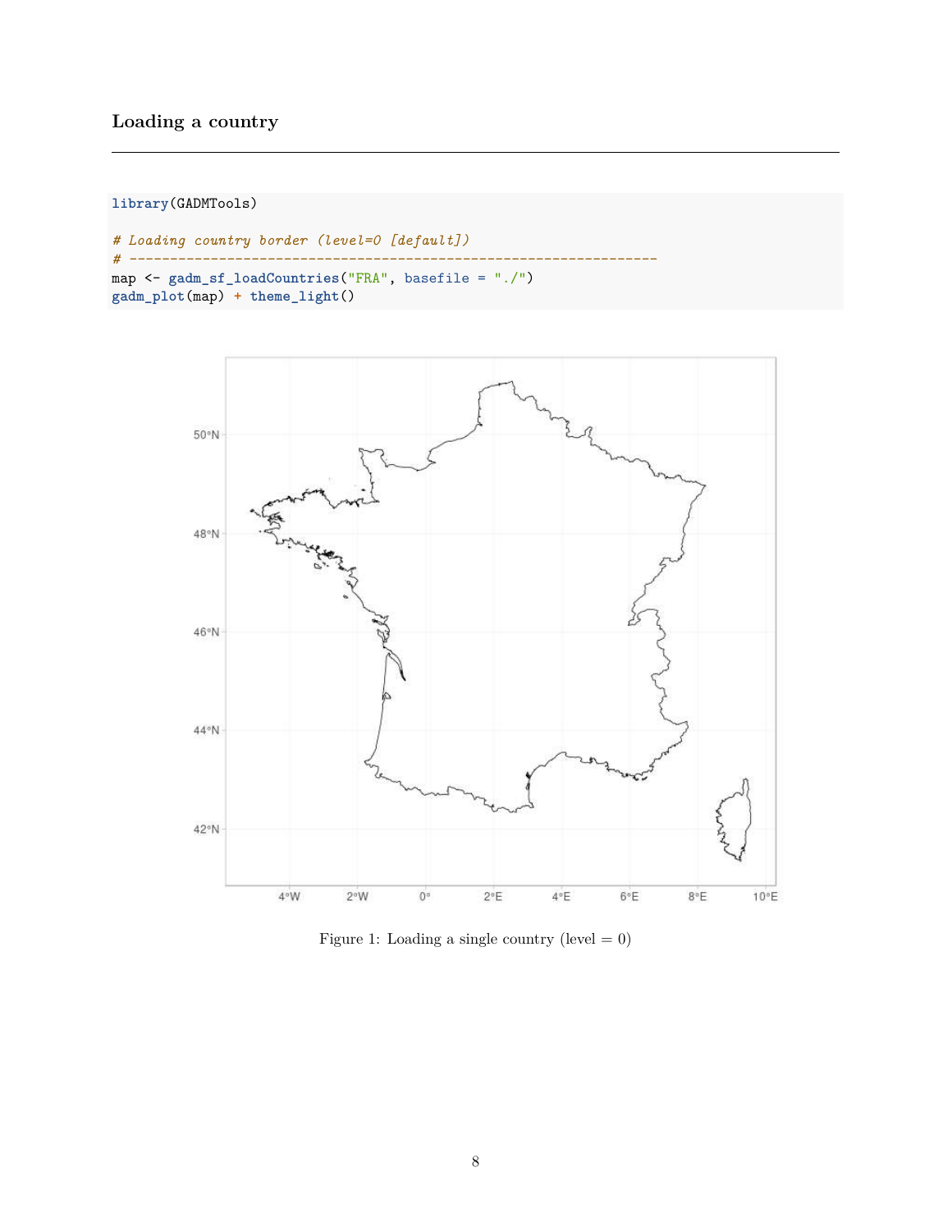## Loading a country

```
library(GADMTools)

# Loading country border (level=0 [default])
# ---------------------------------------------------------------
map <- gadm_sf_loadCountries("FRA", basefile = "./")
gadm_plot(map) + theme_light()
```

Figure 1: Loading a single country (level = 0)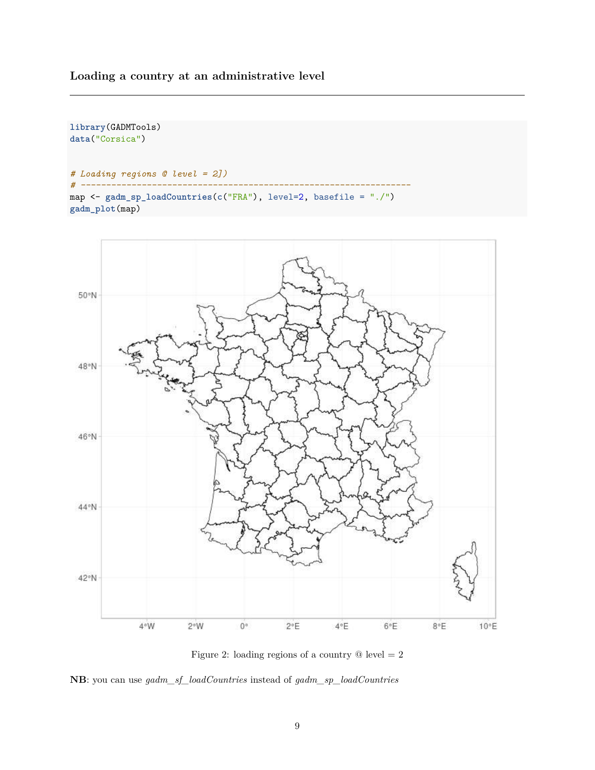### Loading a country at an administrative level

```
library(GADMTools)
data("Corsica")


# Loading regions @ level = 2])
# ----------------------------------------------------------------
map <- gadm_sp_loadCountries(c("FRA"), level=2, basefile = "./")
gadm_plot(map)
```

Figure 2: loading regions of a country @ level = 2

**NB**: you can use *gadm_sf_loadCountries* instead of *gadm_sp_loadCountries*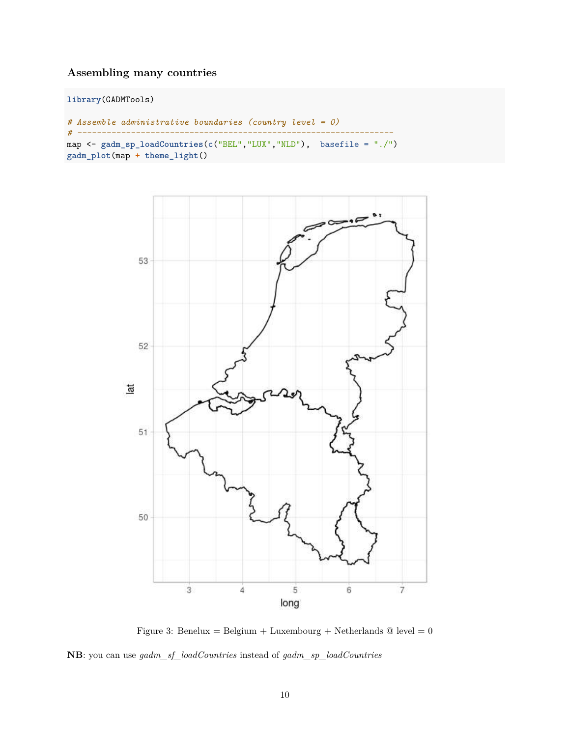### Assembling many countries

```
library(GADMTools)

# Assemble administrative boundaries (country level = 0)
# ----------------------------------------------------------------
map <- gadm_sp_loadCountries(c("BEL","LUX","NLD"),  basefile = "./")
gadm_plot(map + theme_light()
```

Figure 3: Benelux = Belgium + Luxembourg + Netherlands @ level = 0

**NB**: you can use *gadm_sf_loadCountries* instead of *gadm_sp_loadCountries*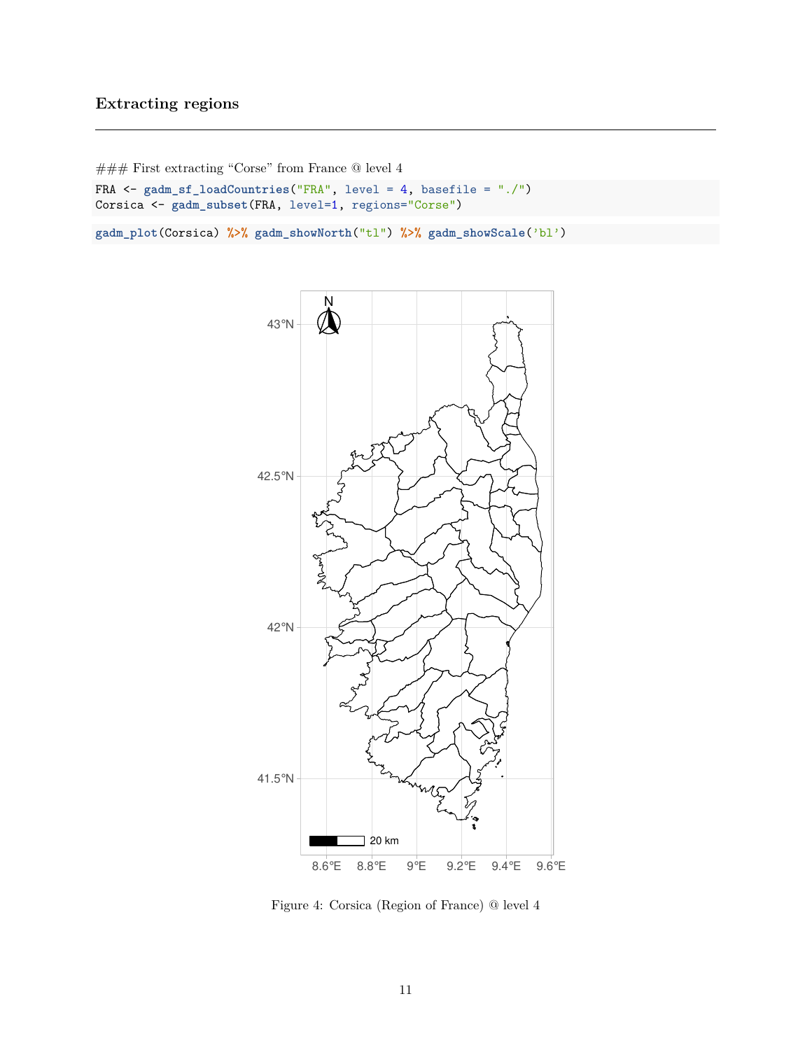## Extracting regions

### First extracting "Corse" from France @ level 4

```
FRA <- gadm_sf_loadCountries("FRA", level = 4, basefile = "./")
Corsica <- gadm_subset(FRA, level=1, regions="Corse")
```

```
gadm_plot(Corsica) %>% gadm_showNorth("tl") %>% gadm_showScale('bl')
```

Figure 4: Corsica (Region of France) @ level 4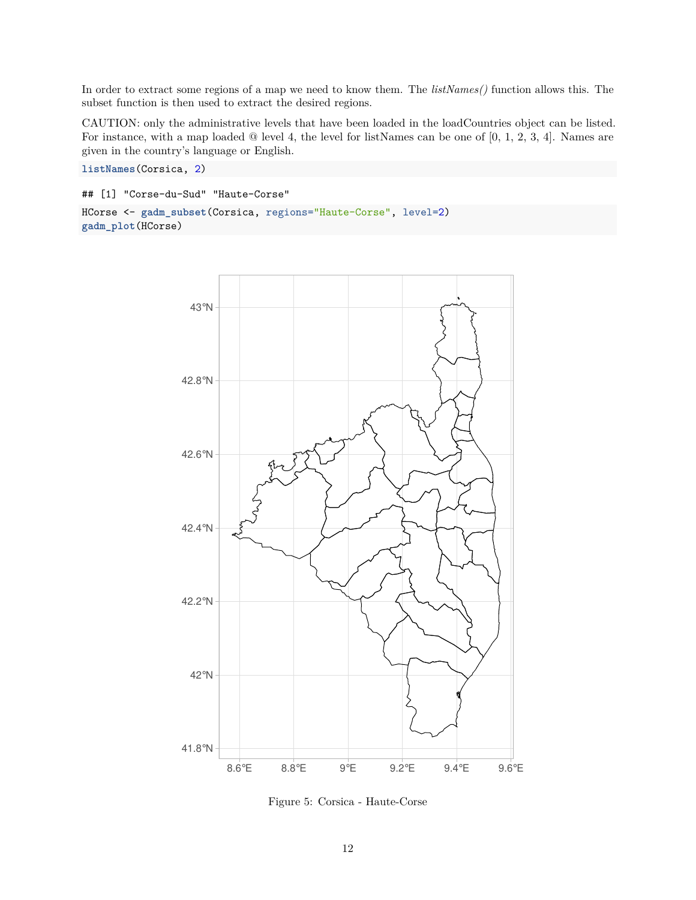In order to extract some regions of a map we need to know them. The *listNames()* function allows this. The subset function is then used to extract the desired regions.

CAUTION: only the administrative levels that have been loaded in the loadCountries object can be listed. For instance, with a map loaded @ level 4, the level for listNames can be one of [0, 1, 2, 3, 4]. Names are given in the country's language or English.

```
listNames(Corsica, 2)
```

```
## [1] "Corse-du-Sud" "Haute-Corse"
```

```
HCorse <- gadm_subset(Corsica, regions="Haute-Corse", level=2)
gadm_plot(HCorse)
```

Figure 5: Corsica - Haute-Corse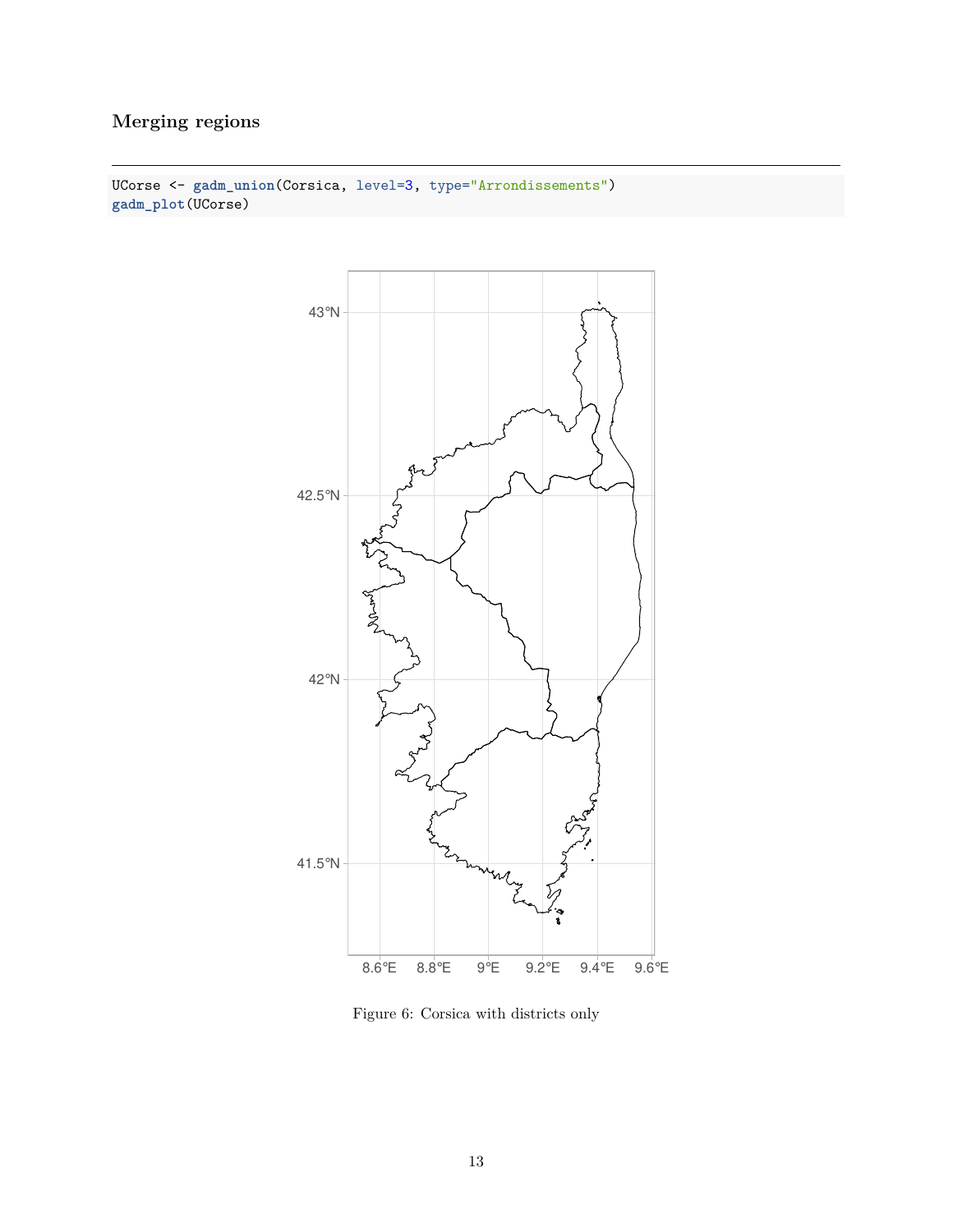### Merging regions

```
UCorse <- gadm_union(Corsica, level=3, type="Arrondissements")
gadm_plot(UCorse)
```

Figure 6: Corsica with districts only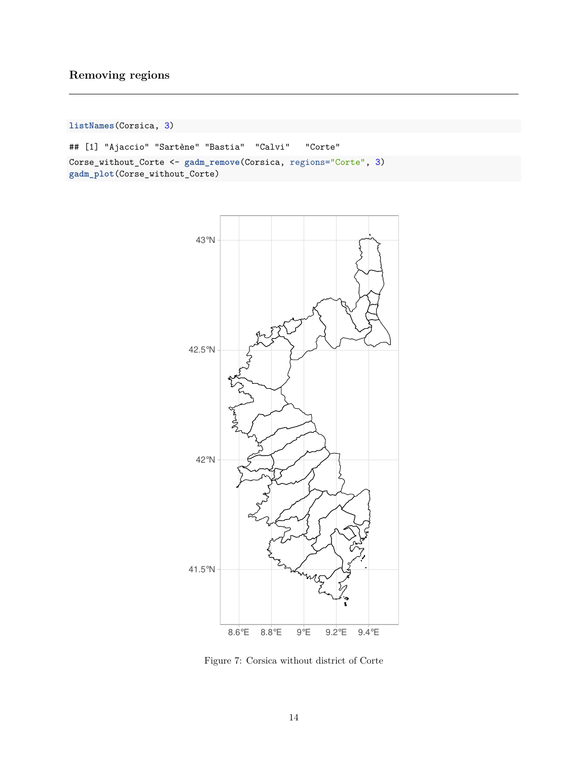## Removing regions

```
listNames(Corsica, 3)
```

```
## [1] "Ajaccio" "Sartène" "Bastia"  "Calvi"   "Corte"
```

```
Corse_without_Corte <- gadm_remove(Corsica, regions="Corte", 3)
gadm_plot(Corse_without_Corte)
```

Figure 7: Corsica without district of Corte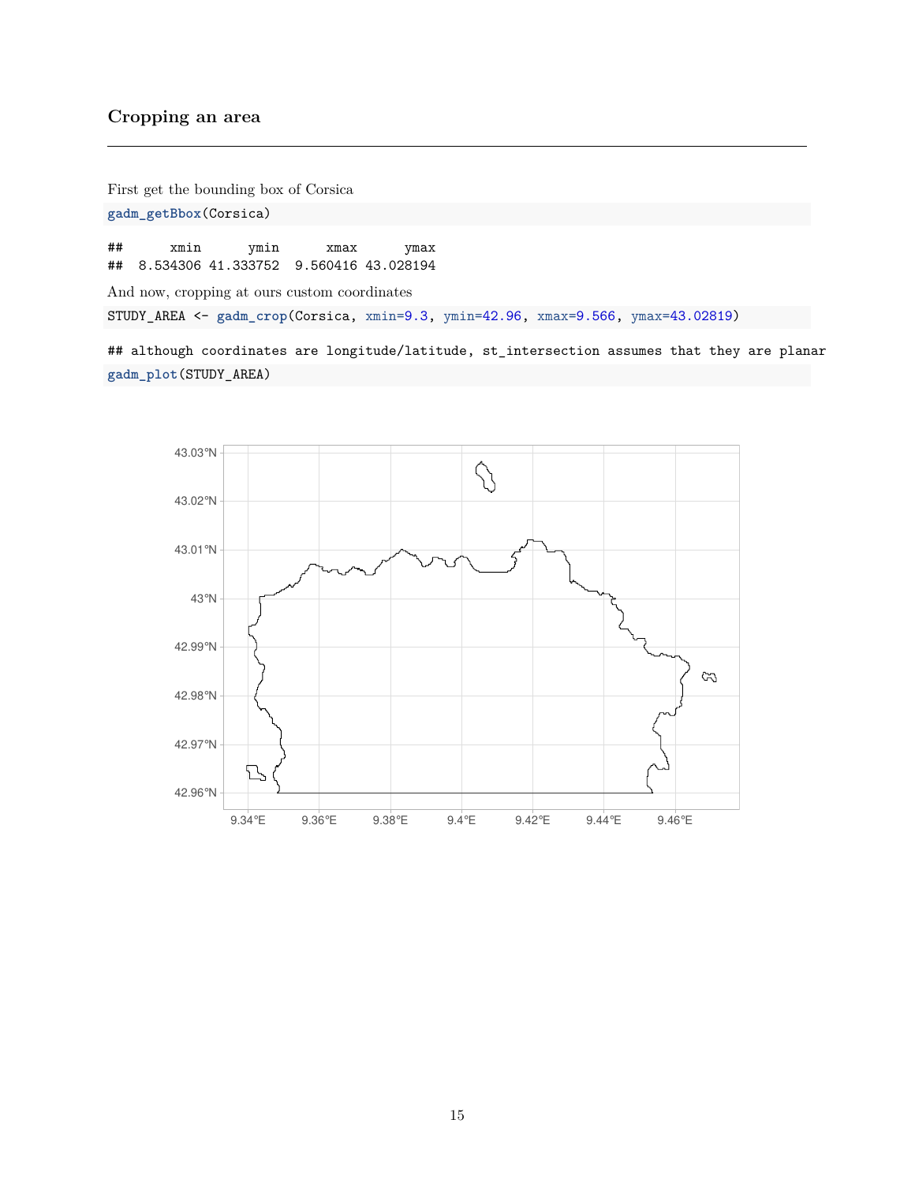## Cropping an area

First get the bounding box of Corsica

```
gadm_getBbox(Corsica)
```

```
##      xmin      ymin      xmax      ymax
##  8.534306 41.333752  9.560416 43.028194
```

And now, cropping at ours custom coordinates

```
STUDY_AREA <- gadm_crop(Corsica, xmin=9.3, ymin=42.96, xmax=9.566, ymax=43.02819)
```

```
## although coordinates are longitude/latitude, st_intersection assumes that they are planar
```

```
gadm_plot(STUDY_AREA)
```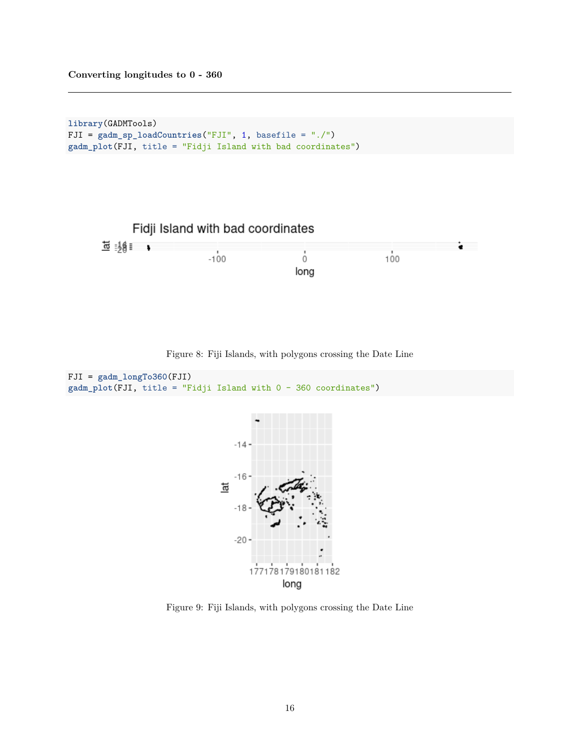### Converting longitudes to 0 - 360

```
library(GADMTools)
FJI = gadm_sp_loadCountries("FJI", 1, basefile = "./")
gadm_plot(FJI, title = "Fidji Island with bad coordinates")
```

Figure 8: Fiji Islands, with polygons crossing the Date Line

```
FJI = gadm_longTo360(FJI)
gadm_plot(FJI, title = "Fidji Island with 0 - 360 coordinates")
```

Figure 9: Fiji Islands, with polygons crossing the Date Line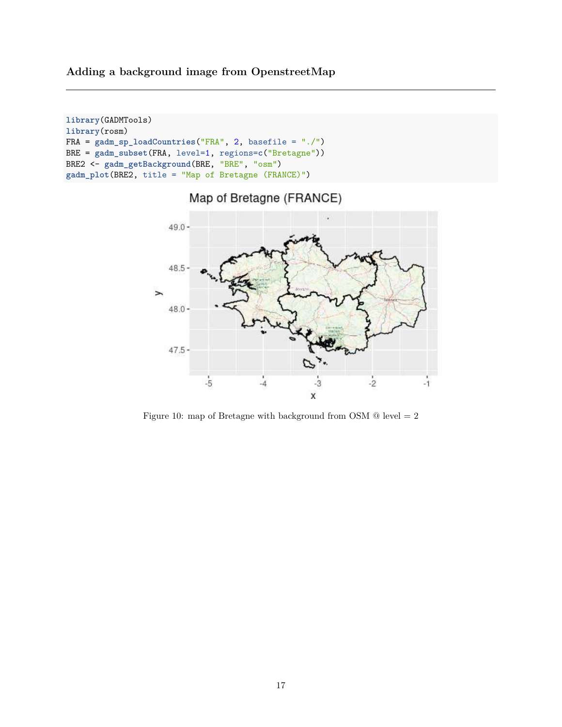### Adding a background image from OpenstreetMap

```
library(GADMTools)
library(rosm)
FRA = gadm_sp_loadCountries("FRA", 2, basefile = "./")
BRE = gadm_subset(FRA, level=1, regions=c("Bretagne"))
BRE2 <- gadm_getBackground(BRE, "BRE", "osm")
gadm_plot(BRE2, title = "Map of Bretagne (FRANCE)")
```

Figure 10: map of Bretagne with background from OSM @ level = 2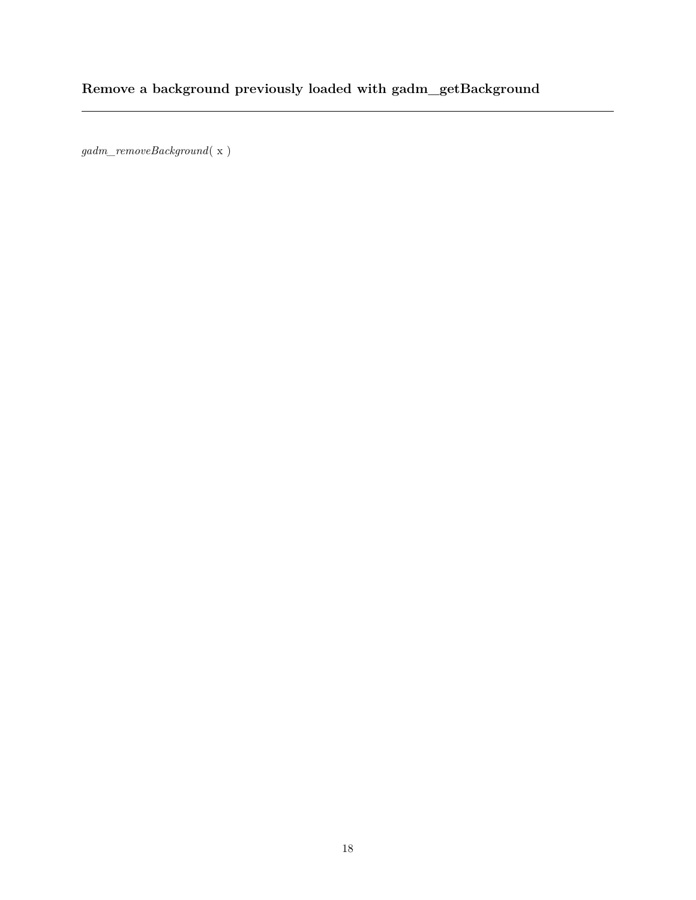### Remove a background previously loaded with gadm_getBackground

---

*gadm_removeBackground*( x )